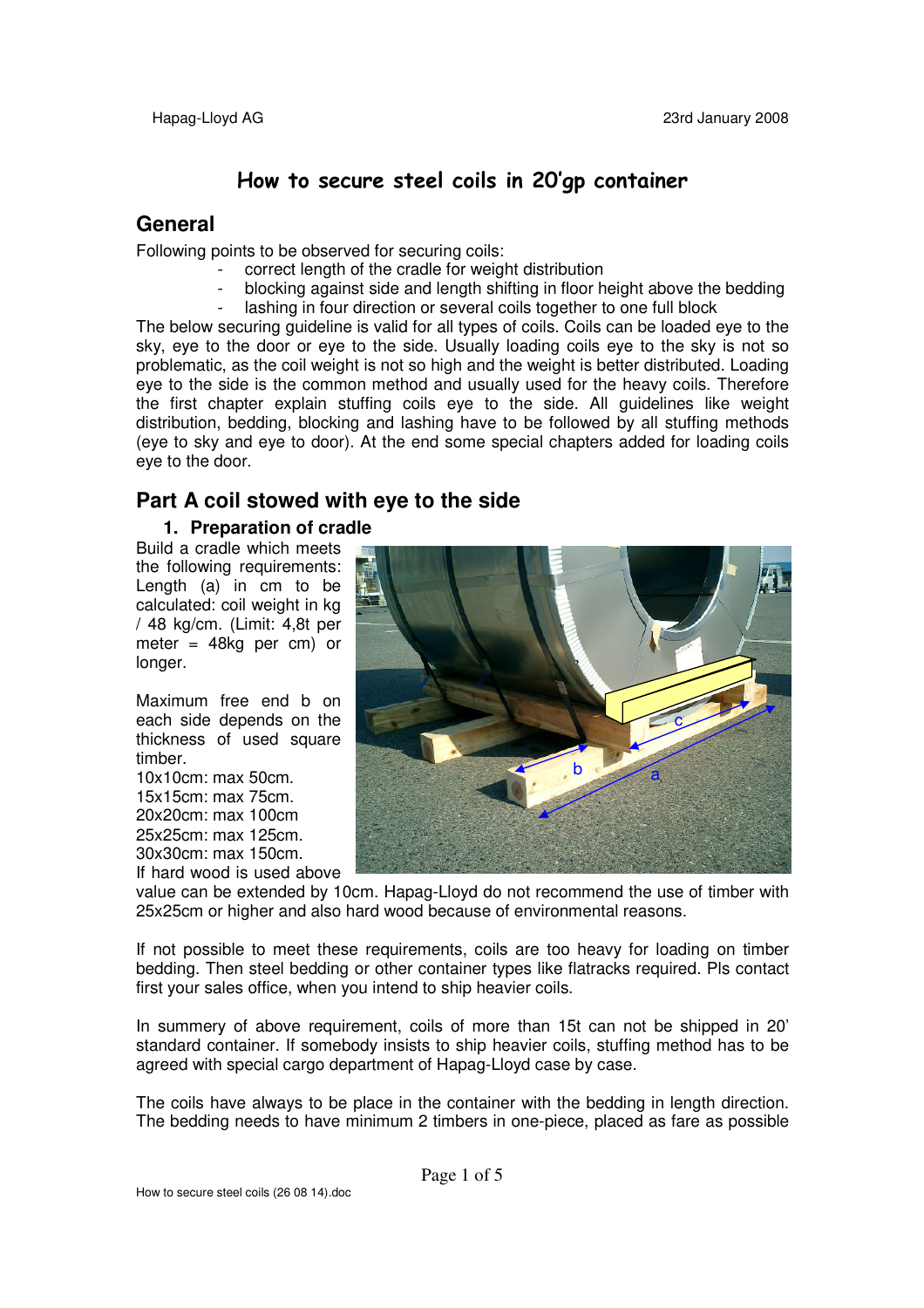# How to secure steel coils in 20'gp container

## General

Following points to be observed for securing coils:

- correct length of the cradle for weight distribution
- blocking against side and length shifting in floor height above the bedding
- lashing in four direction or several coils together to one full block

The below securing guideline is valid for all types of coils. Coils can be loaded eye to the sky, eye to the door or eye to the side. Usually loading coils eye to the sky is not so problematic, as the coil weight is not so high and the weight is better distributed. Loading eye to the side is the common method and usually used for the heavy coils. Therefore the first chapter explain stuffing coils eye to the side. All guidelines like weight distribution, bedding, blocking and lashing have to be followed by all stuffing methods (eye to sky and eye to door). At the end some special chapters added for loading coils eye to the door.

## Part A coil stowed with eye to the side

### 1. Preparation of cradle

Build a cradle which meets the following requirements: Length (a) in cm to be calculated: coil weight in kg / 48 kg/cm. (Limit: 4,8t per meter = 48kg per cm) or longer.

Maximum free end b on each side depends on the thickness of used square timber.

10x10cm: max 50cm.
15x15cm: max 75cm.
20x20cm: max 100cm
25x25cm: max 125cm.
30x30cm: max 150cm.

If hard wood is used above value can be extended by 10cm. Hapag-Lloyd do not recommend the use of timber with 25x25cm or higher and also hard wood because of environmental reasons.

If not possible to meet these requirements, coils are too heavy for loading on timber bedding. Then steel bedding or other container types like flatracks required. Pls contact first your sales office, when you intend to ship heavier coils.

In summery of above requirement, coils of more than 15t can not be shipped in 20' standard container. If somebody insists to ship heavier coils, stuffing method has to be agreed with special cargo department of Hapag-Lloyd case by case.

The coils have always to be place in the container with the bedding in length direction. The bedding needs to have minimum 2 timbers in one-piece, placed as fare as possible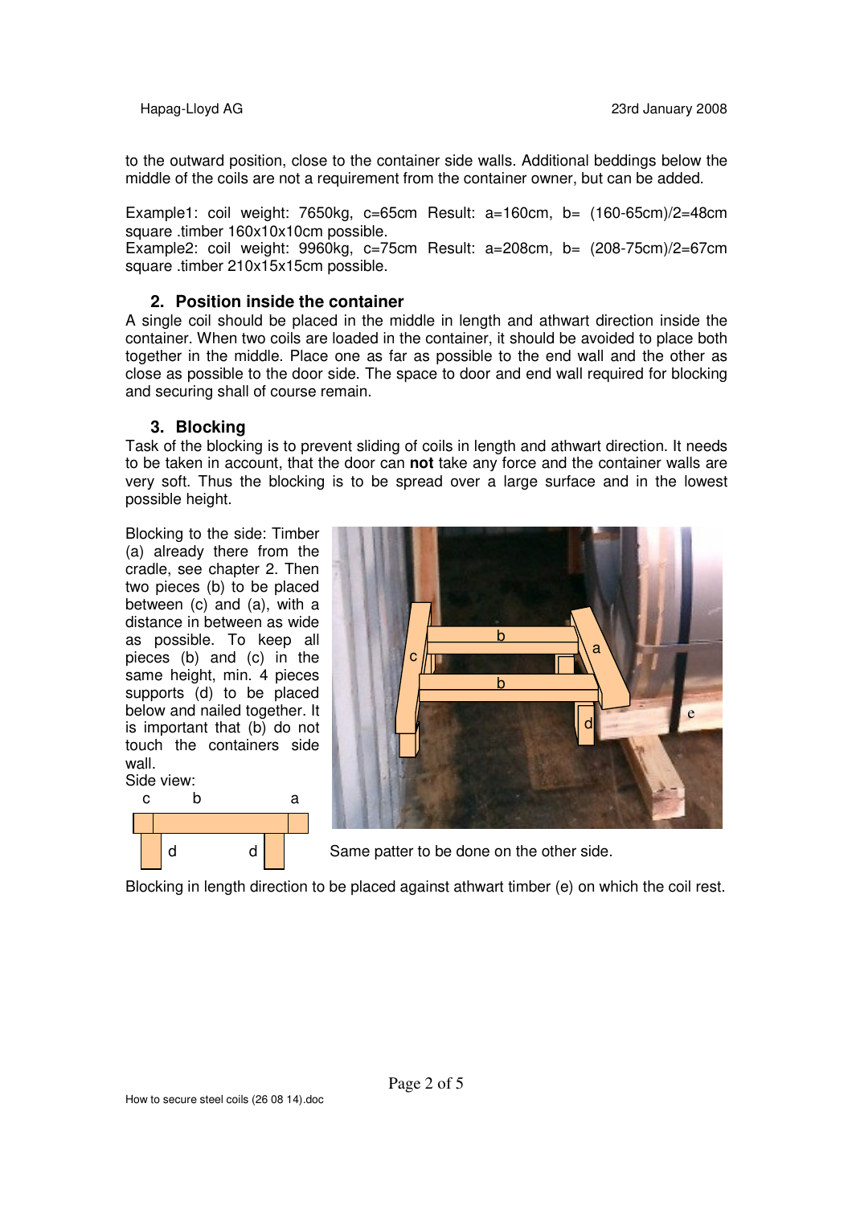to the outward position, close to the container side walls. Additional beddings below the middle of the coils are not a requirement from the container owner, but can be added.

Example1: coil weight: 7650kg, c=65cm Result: a=160cm, b= (160-65cm)/2=48cm square .timber 160x10x10cm possible.
Example2: coil weight: 9960kg, c=75cm Result: a=208cm, b= (208-75cm)/2=67cm square .timber 210x15x15cm possible.

## 2. Position inside the container

A single coil should be placed in the middle in length and athwart direction inside the container. When two coils are loaded in the container, it should be avoided to place both together in the middle. Place one as far as possible to the end wall and the other as close as possible to the door side. The space to door and end wall required for blocking and securing shall of course remain.

## 3. Blocking

Task of the blocking is to prevent sliding of coils in length and athwart direction. It needs to be taken in account, that the door can **not** take any force and the container walls are very soft. Thus the blocking is to be spread over a large surface and in the lowest possible height.

Blocking to the side: Timber (a) already there from the cradle, see chapter 2. Then two pieces (b) to be placed between (c) and (a), with a distance in between as wide as possible. To keep all pieces (b) and (c) in the same height, min. 4 pieces supports (d) to be placed below and nailed together. It is important that (b) do not touch the containers side wall.

Side view:

Same patter to be done on the other side.

Blocking in length direction to be placed against athwart timber (e) on which the coil rest.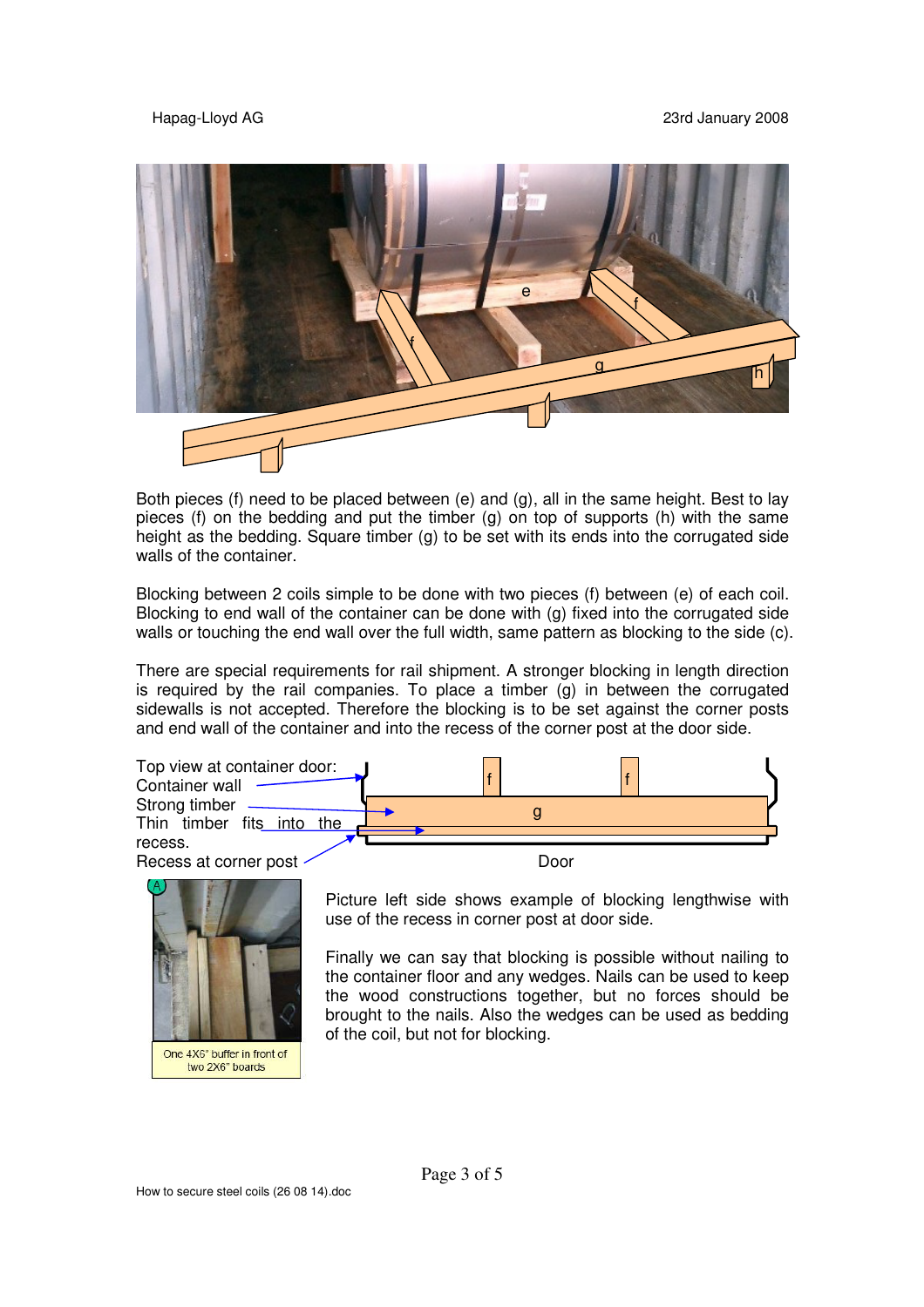Both pieces (f) need to be placed between (e) and (g), all in the same height. Best to lay pieces (f) on the bedding and put the timber (g) on top of supports (h) with the same height as the bedding. Square timber (g) to be set with its ends into the corrugated side walls of the container.

Blocking between 2 coils simple to be done with two pieces (f) between (e) of each coil. Blocking to end wall of the container can be done with (g) fixed into the corrugated side walls or touching the end wall over the full width, same pattern as blocking to the side (c).

There are special requirements for rail shipment. A stronger blocking in length direction is required by the rail companies. To place a timber (g) in between the corrugated sidewalls is not accepted. Therefore the blocking is to be set against the corner posts and end wall of the container and into the recess of the corner post at the door side.

Top view at container door:
Container wall
Strong timber
Thin timber fits into the recess.
Recess at corner post

One 4X6" buffer in front of two 2X6" boards

Picture left side shows example of blocking lengthwise with use of the recess in corner post at door side.

Finally we can say that blocking is possible without nailing to the container floor and any wedges. Nails can be used to keep the wood constructions together, but no forces should be brought to the nails. Also the wedges can be used as bedding of the coil, but not for blocking.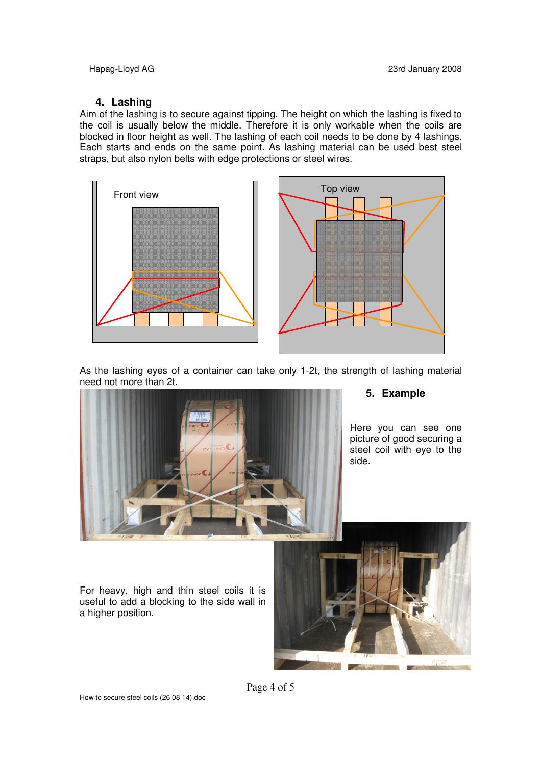## 4. Lashing

Aim of the lashing is to secure against tipping. The height on which the lashing is fixed to the coil is usually below the middle. Therefore it is only workable when the coils are blocked in floor height as well. The lashing of each coil needs to be done by 4 lashings. Each starts and ends on the same point. As lashing material can be used best steel straps, but also nylon belts with edge protections or steel wires.

Front view

Top view

As the lashing eyes of a container can take only 1-2t, the strength of lashing material need not more than 2t.

## 5. Example

Here you can see one picture of good securing a steel coil with eye to the side.

For heavy, high and thin steel coils it is useful to add a blocking to the side wall in a higher position.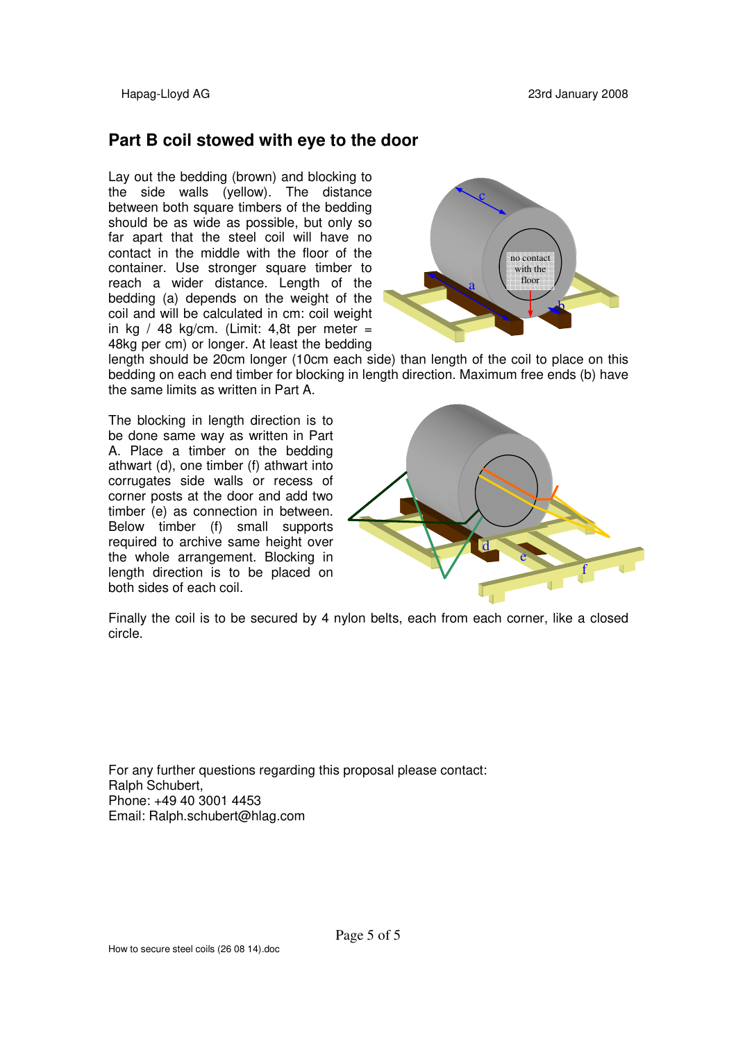## Part B coil stowed with eye to the door

Lay out the bedding (brown) and blocking to the side walls (yellow). The distance between both square timbers of the bedding should be as wide as possible, but only so far apart that the steel coil will have no contact in the middle with the floor of the container. Use stronger square timber to reach a wider distance. Length of the bedding (a) depends on the weight of the coil and will be calculated in cm: coil weight in kg / 48 kg/cm. (Limit: 4,8t per meter = 48kg per cm) or longer. At least the bedding length should be 20cm longer (10cm each side) than length of the coil to place on this bedding on each end timber for blocking in length direction. Maximum free ends (b) have the same limits as written in Part A.

The blocking in length direction is to be done same way as written in Part A. Place a timber on the bedding athwart (d), one timber (f) athwart into corrugates side walls or recess of corner posts at the door and add two timber (e) as connection in between. Below timber (f) small supports required to archive same height over the whole arrangement. Blocking in length direction is to be placed on both sides of each coil.

Finally the coil is to be secured by 4 nylon belts, each from each corner, like a closed circle.

For any further questions regarding this proposal please contact:
Ralph Schubert,
Phone: +49 40 3001 4453
Email: Ralph.schubert@hlag.com